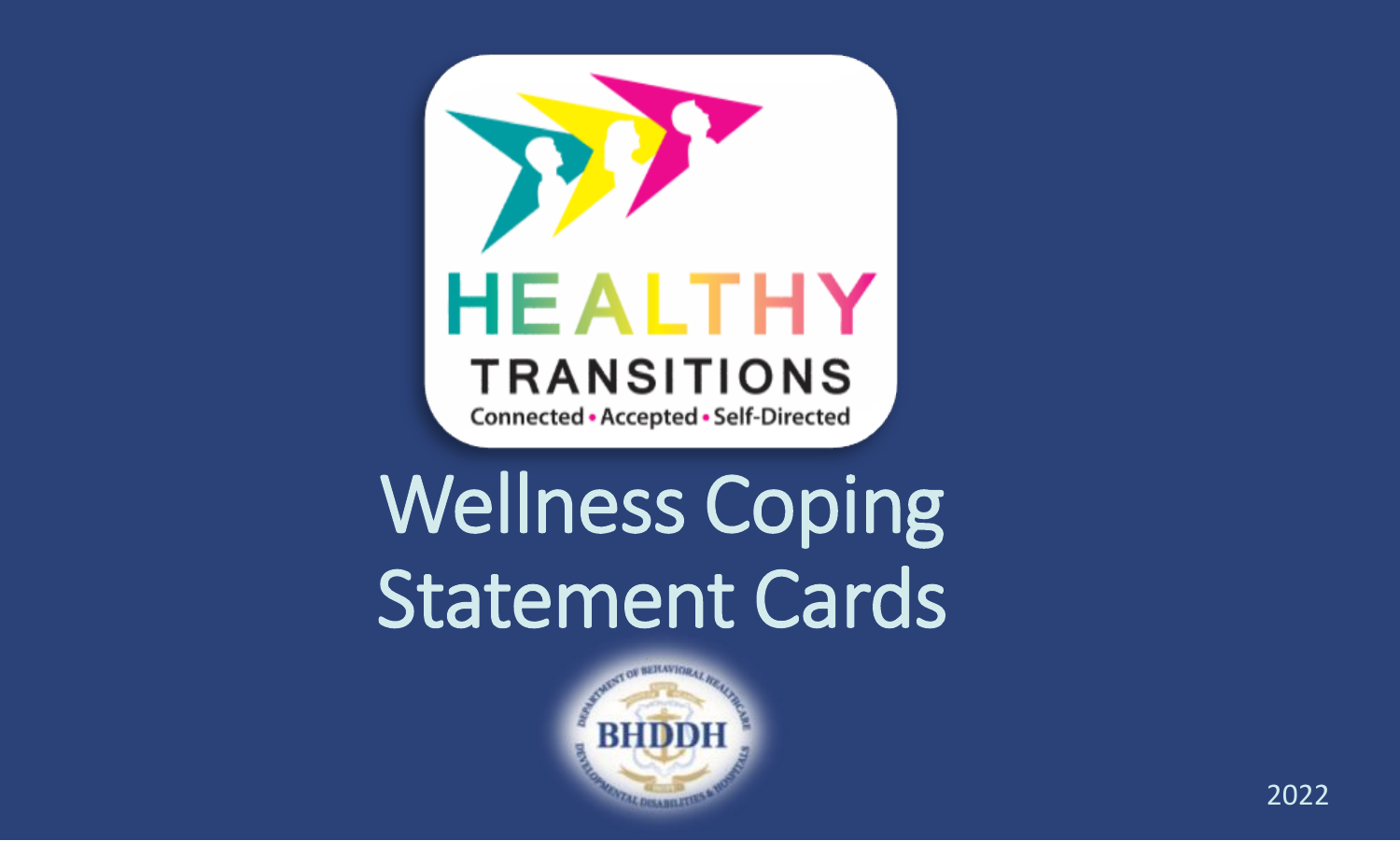HEALTHY TRANSITIONS

Connected • Accepted • Self-Directed

# Wellness Coping Statement Cards

BHDDH

2022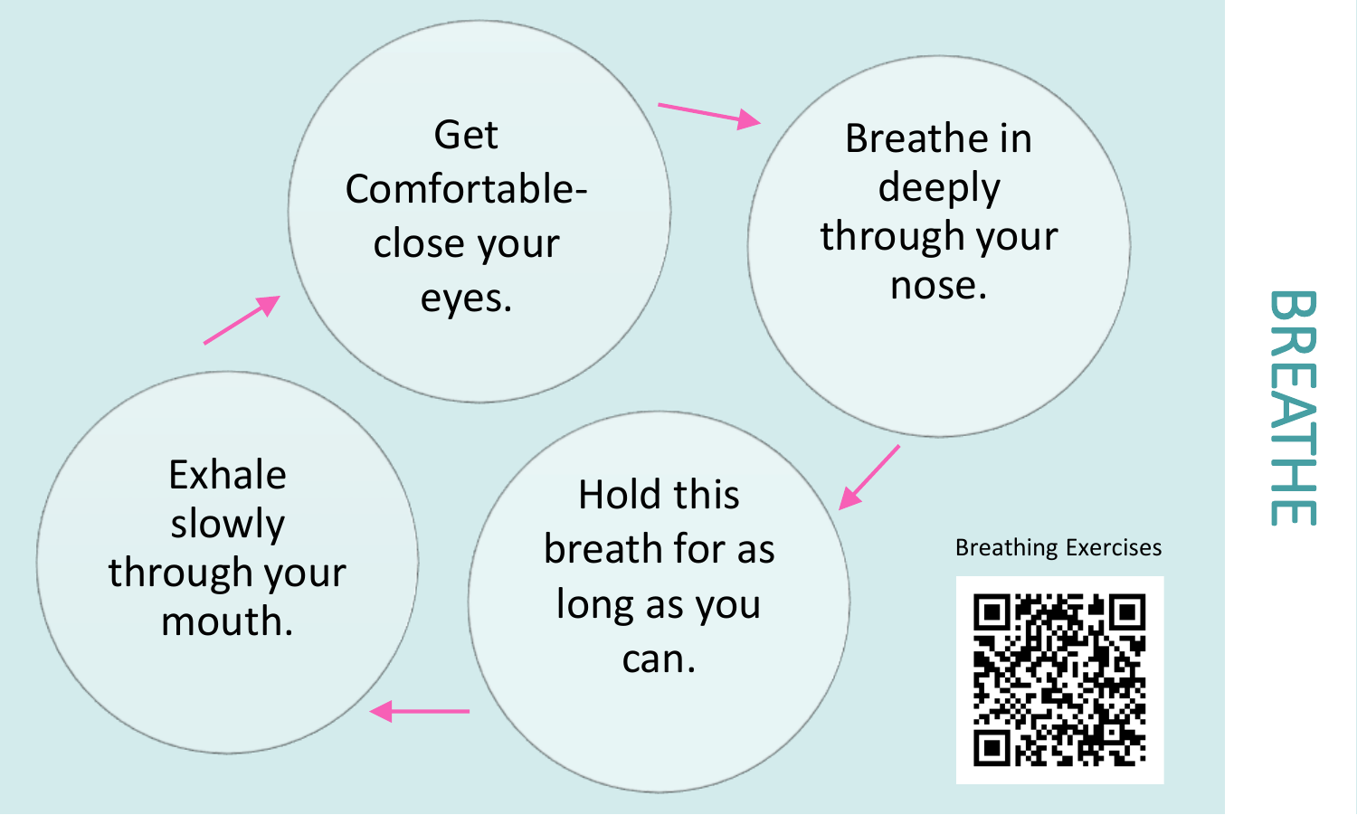# BREATHE

1. Get Comfortable- close your eyes.
2. Breathe in deeply through your nose.
3. Hold this breath for as long as you can.
4. Exhale slowly through your mouth.

Breathing Exercises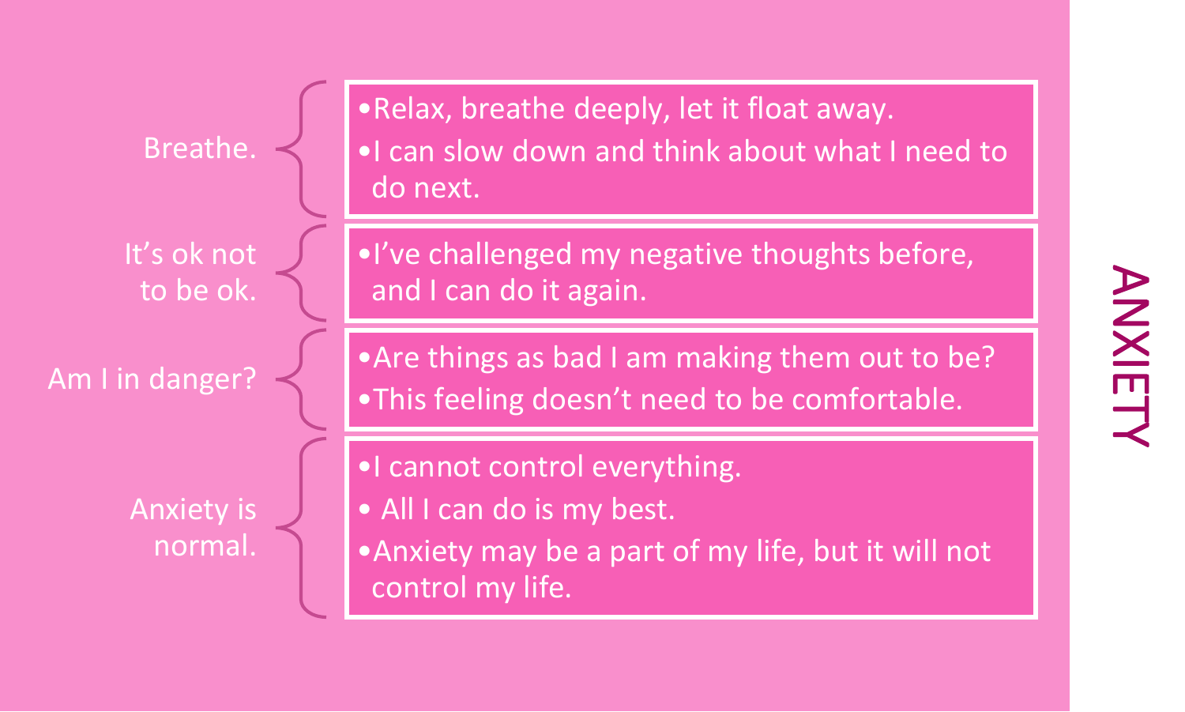# ANXIETY

**Breathe.**

- Relax, breathe deeply, let it float away.
- I can slow down and think about what I need to do next.

**It's ok not to be ok.**

- I've challenged my negative thoughts before, and I can do it again.

**Am I in danger?**

- Are things as bad I am making them out to be?
- This feeling doesn't need to be comfortable.

**Anxiety is normal.**

- I cannot control everything.
- All I can do is my best.
- Anxiety may be a part of my life, but it will not control my life.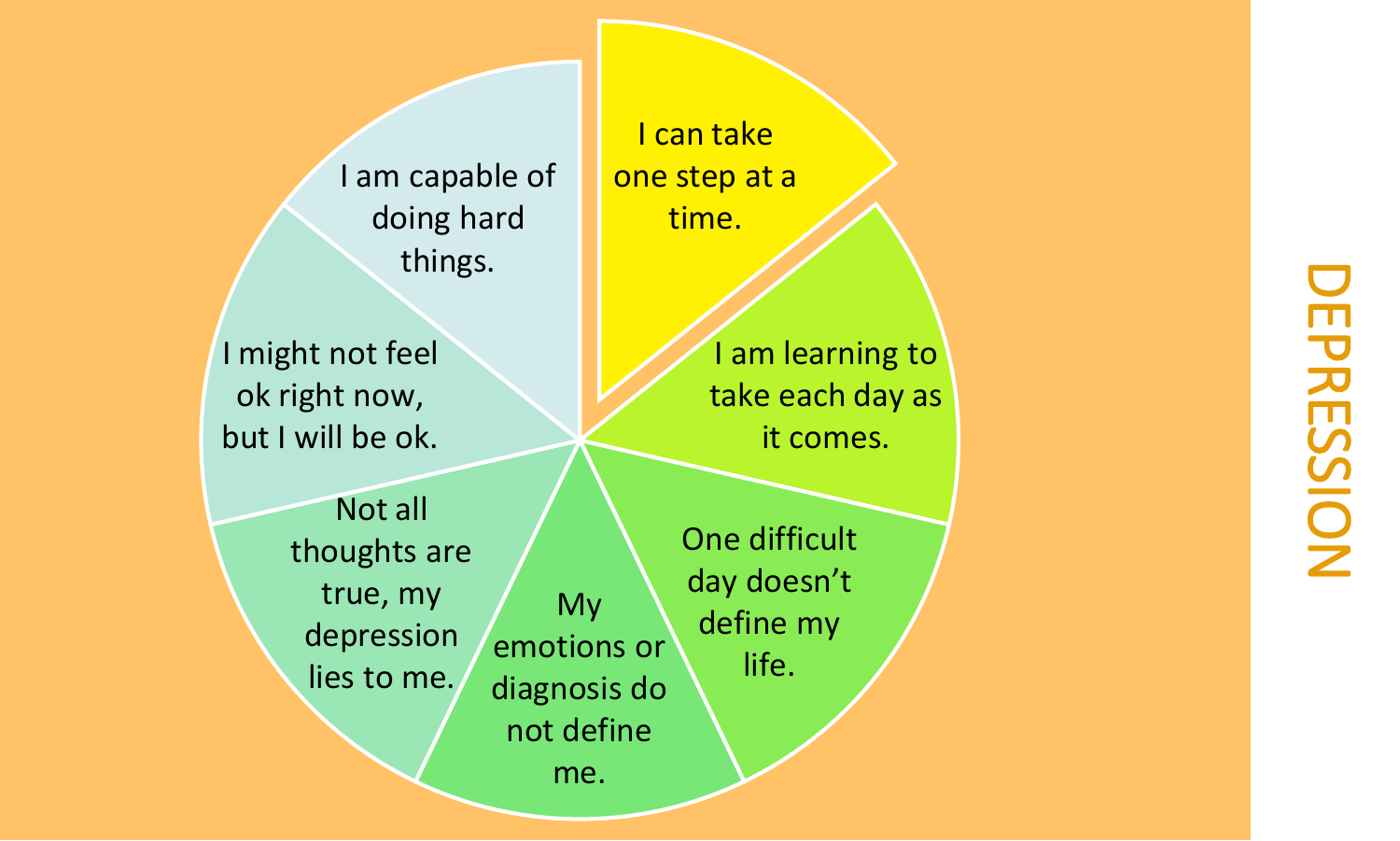# DEPRESSION

- I can take one step at a time.
- I am learning to take each day as it comes.
- One difficult day doesn't define my life.
- My emotions or diagnosis do not define me.
- Not all thoughts are true, my depression lies to me.
- I might not feel ok right now, but I will be ok.
- I am capable of doing hard things.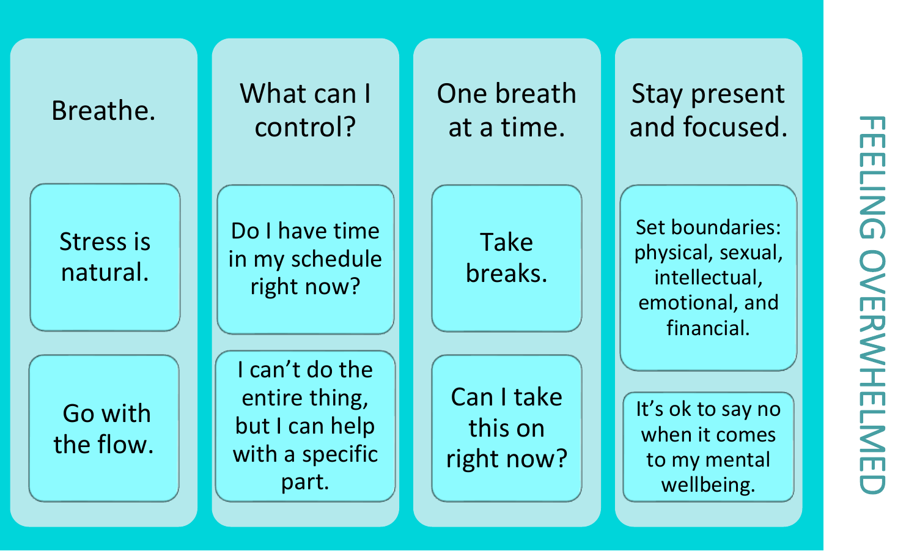# FEELING OVERWHELMED

## Breathe.

- Stress is natural.
- Go with the flow.

## What can I control?

- Do I have time in my schedule right now?
- I can't do the entire thing, but I can help with a specific part.

## One breath at a time.

- Take breaks.
- Can I take this on right now?

## Stay present and focused.

- Set boundaries: physical, sexual, intellectual, emotional, and financial.
- It's ok to say no when it comes to my mental wellbeing.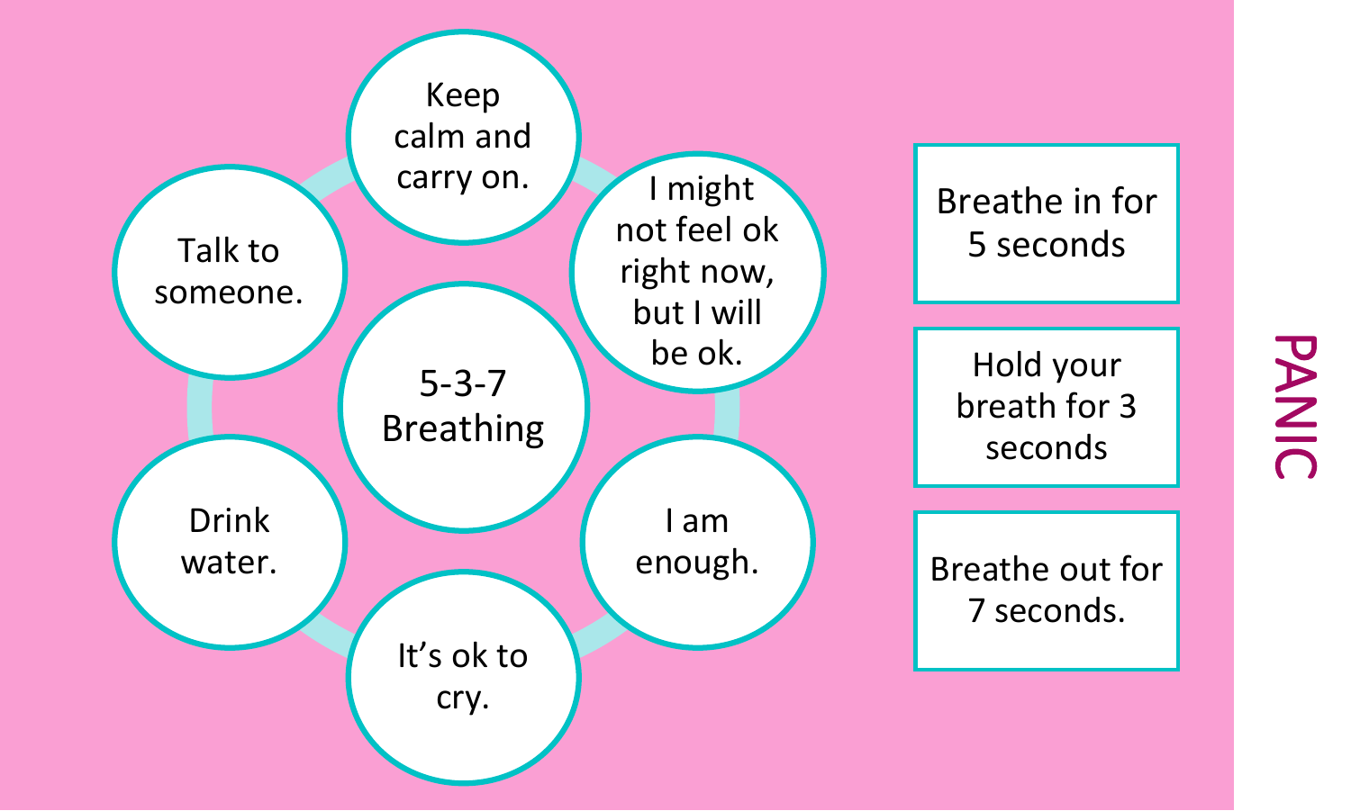# PANIC

## 5-3-7 Breathing

- Keep calm and carry on.
- I might not feel ok right now, but I will be ok.
- I am enough.
- It's ok to cry.
- Drink water.
- Talk to someone.

Breathe in for 5 seconds

Hold your breath for 3 seconds

Breathe out for 7 seconds.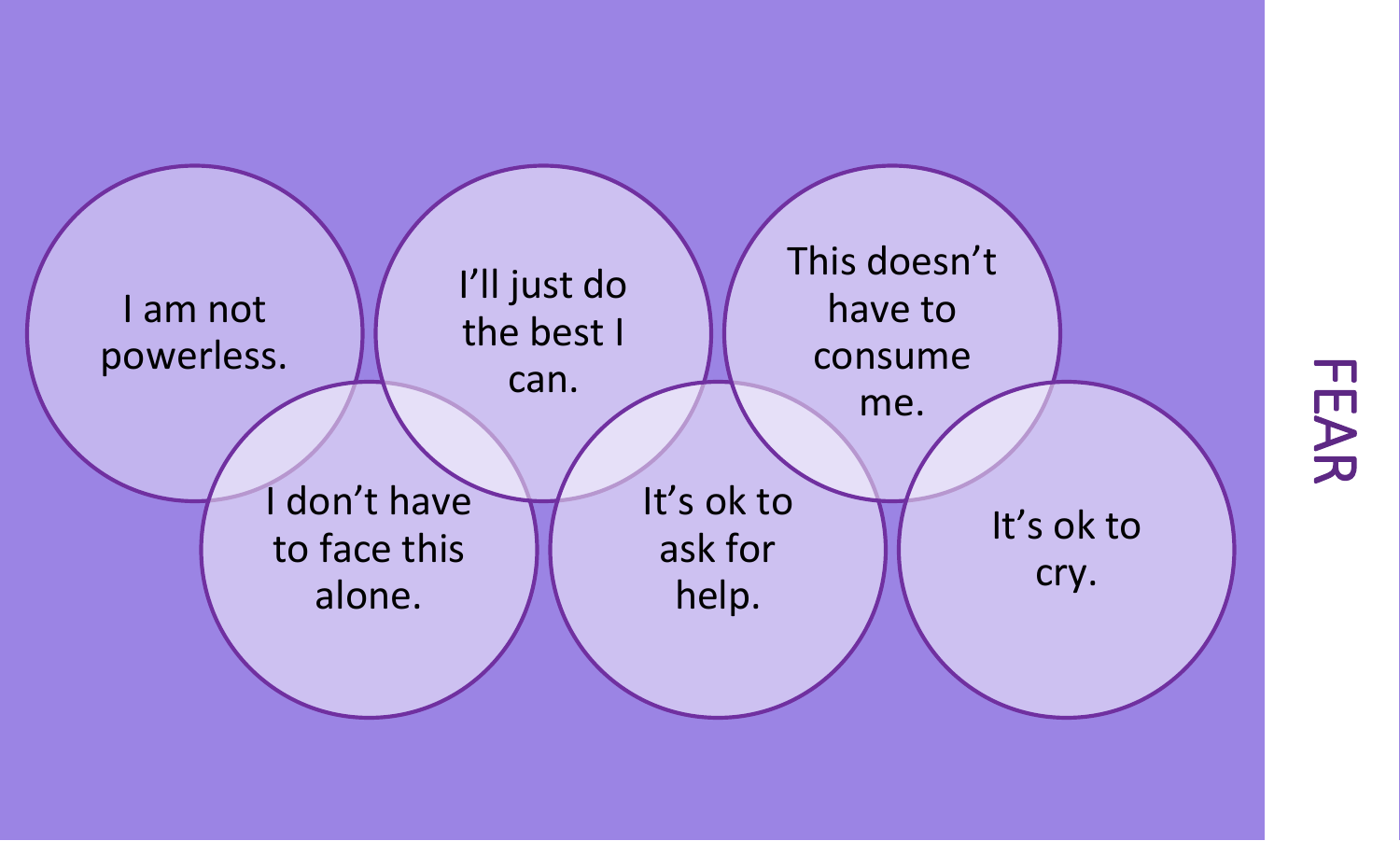# FEAR

- I am not powerless.
- I'll just do the best I can.
- This doesn't have to consume me.
- I don't have to face this alone.
- It's ok to ask for help.
- It's ok to cry.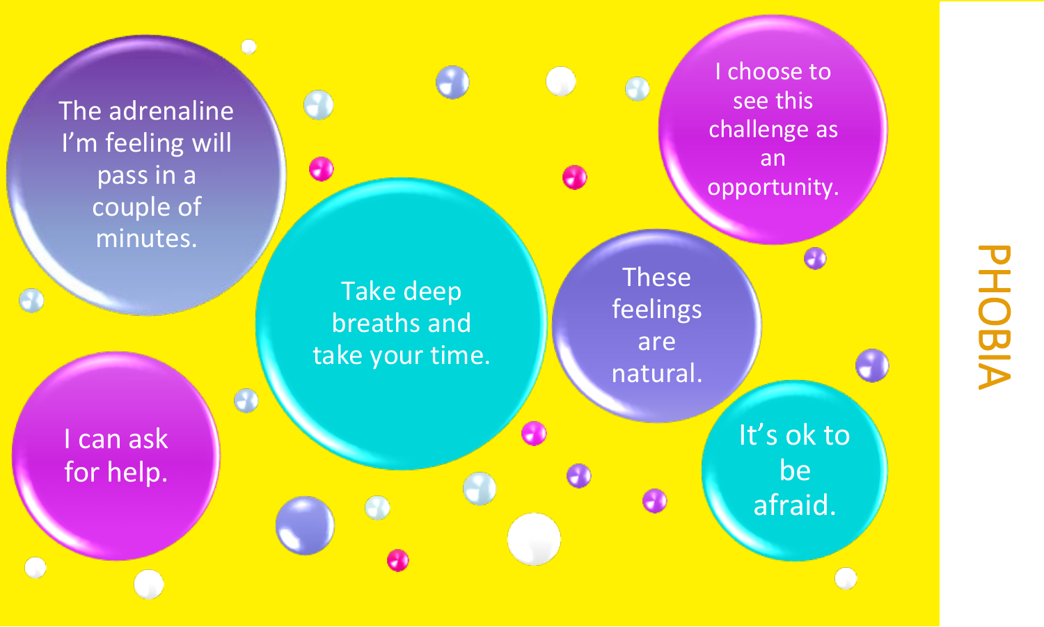# PHOBIA

The adrenaline I'm feeling will pass in a couple of minutes.

Take deep breaths and take your time.

These feelings are natural.

I choose to see this challenge as an opportunity.

I can ask for help.

It's ok to be afraid.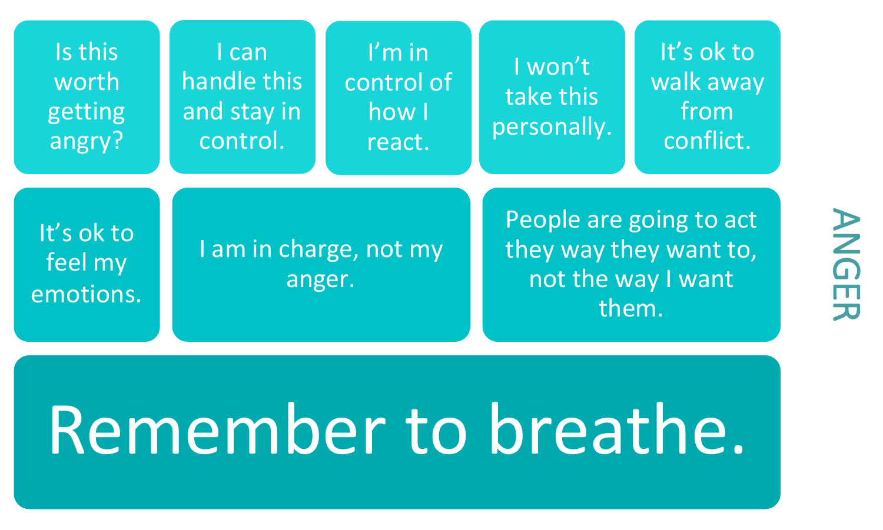## ANGER

- Is this worth getting angry?
- I can handle this and stay in control.
- I'm in control of how I react.
- I won't take this personally.
- It's ok to walk away from conflict.
- It's ok to feel my emotions.
- I am in charge, not my anger.
- People are going to act they way they want to, not the way I want them.

# Remember to breathe.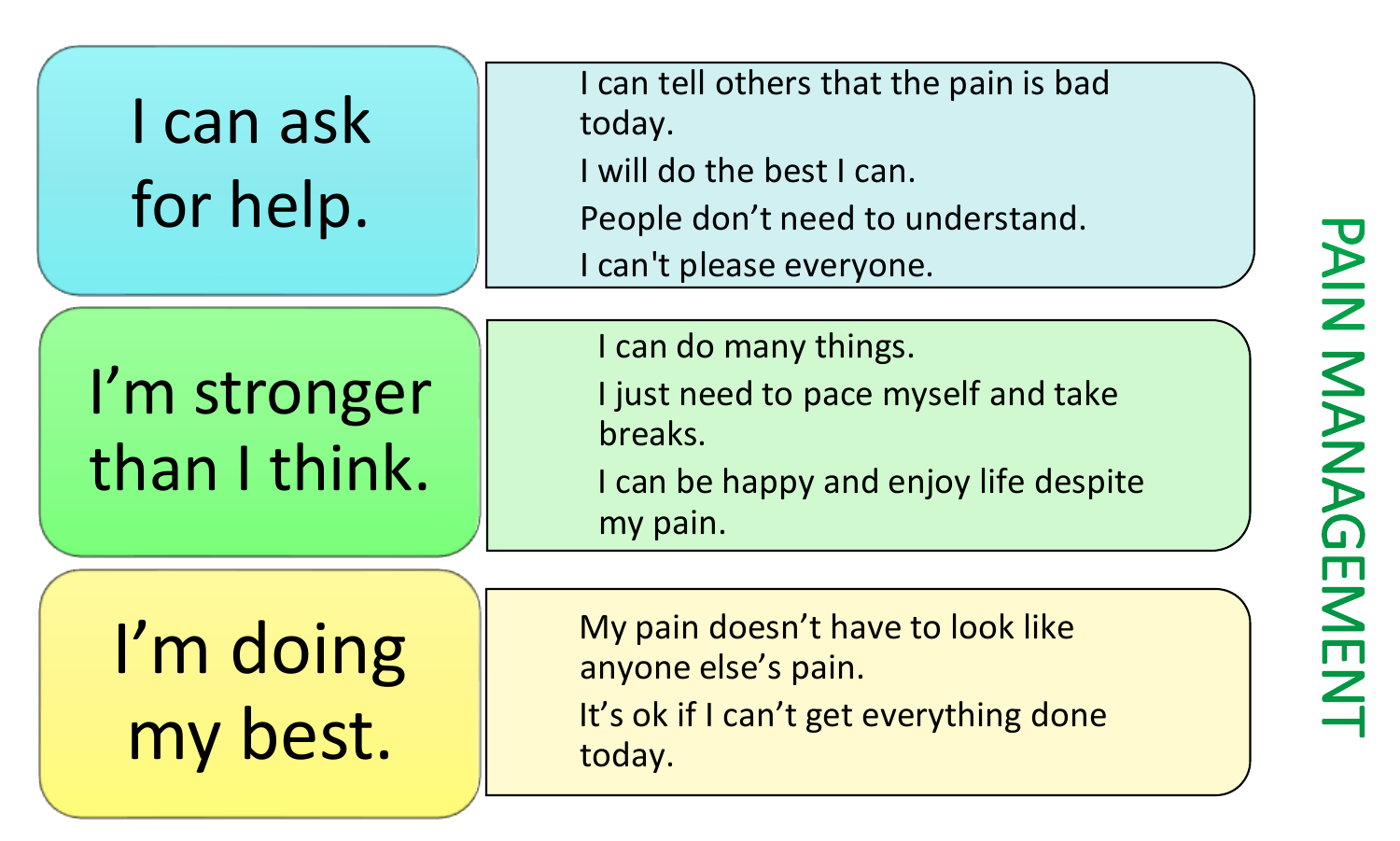# PAIN MANAGEMENT

## I can ask for help.

I can tell others that the pain is bad today.

I will do the best I can.

People don't need to understand.

I can't please everyone.

## I'm stronger than I think.

I can do many things.

I just need to pace myself and take breaks.

I can be happy and enjoy life despite my pain.

## I'm doing my best.

My pain doesn't have to look like anyone else's pain.

It's ok if I can't get everything done today.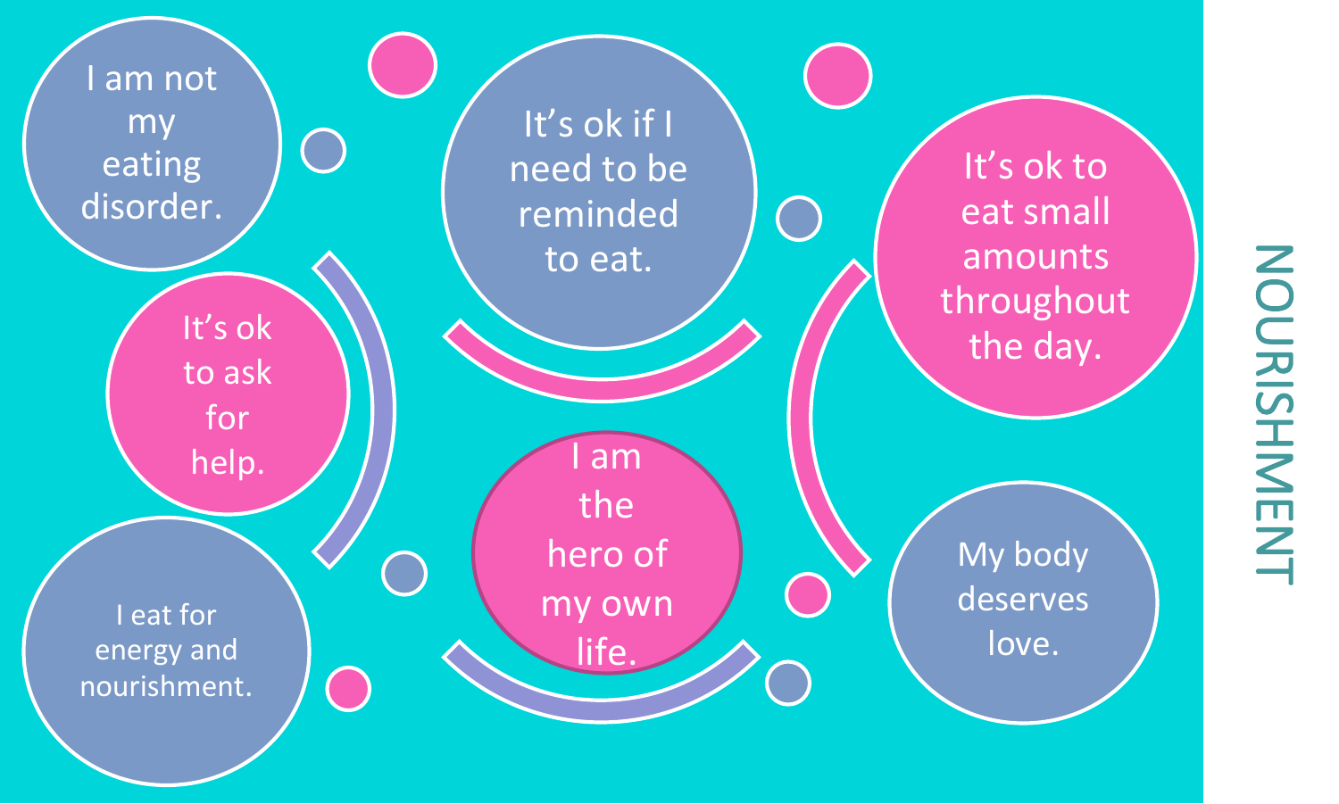# NOURISHMENT

- I am not my eating disorder.
- It's ok to ask for help.
- I eat for energy and nourishment.
- It's ok if I need to be reminded to eat.
- I am the hero of my own life.
- It's ok to eat small amounts throughout the day.
- My body deserves love.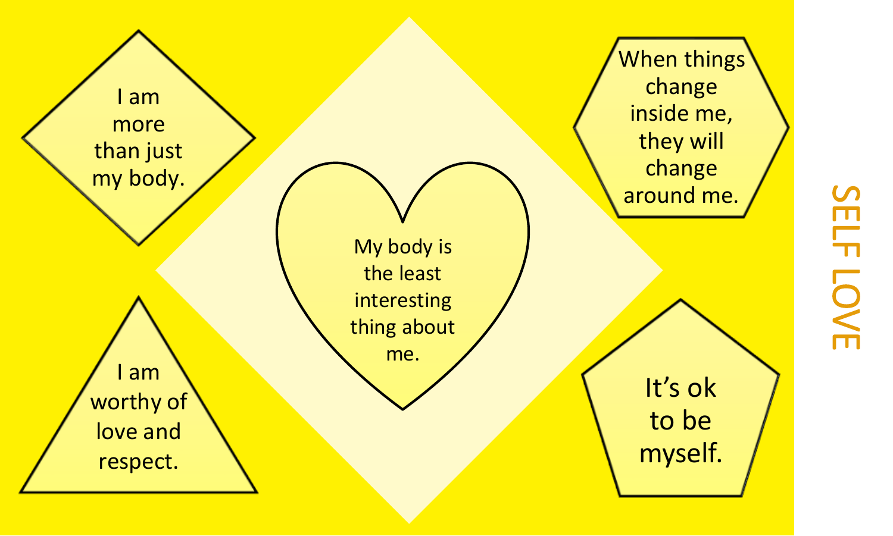# SELF LOVE

I am more than just my body.

When things change inside me, they will change around me.

My body is the least interesting thing about me.

I am worthy of love and respect.

It's ok to be myself.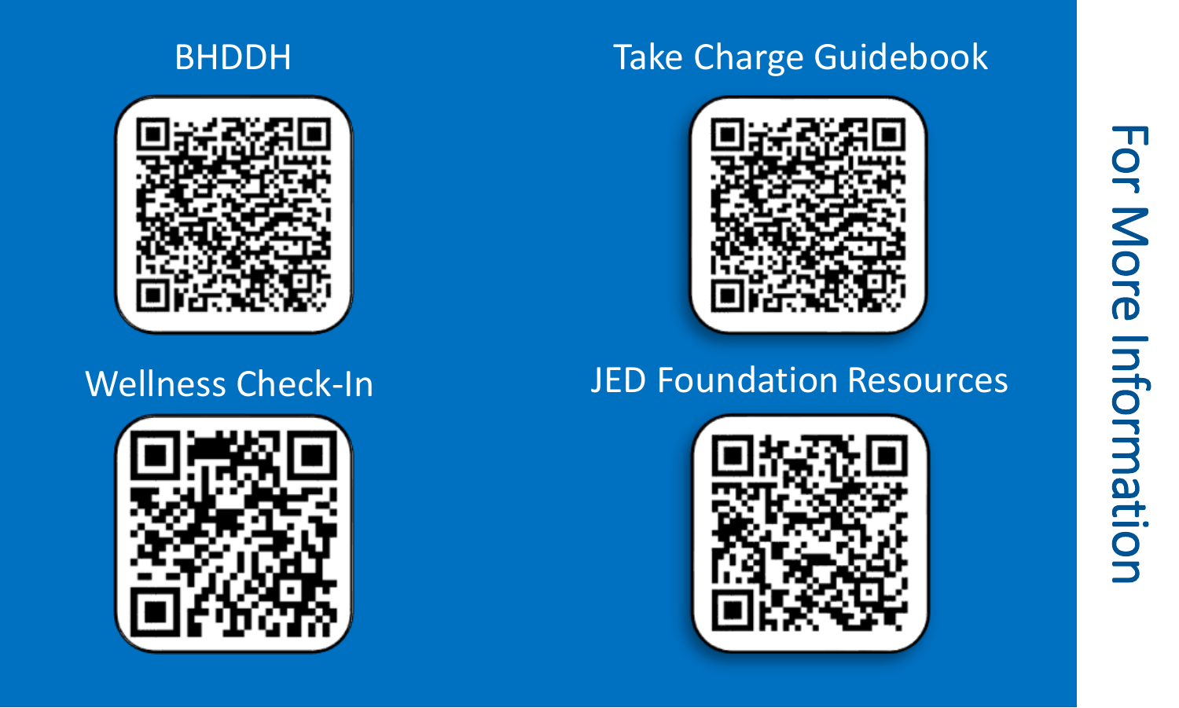# For More Information

BHDDH

Take Charge Guidebook

Wellness Check-In

JED Foundation Resources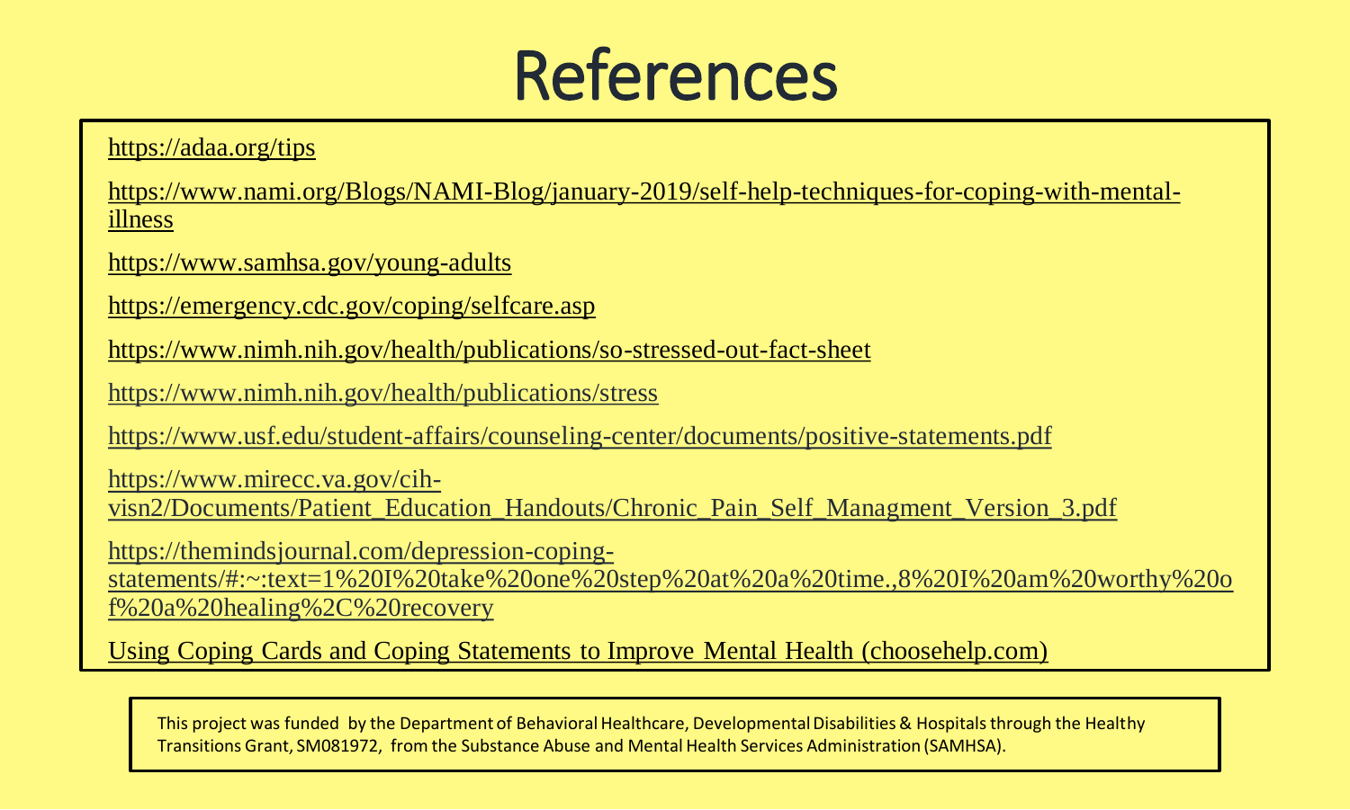# References

https://adaa.org/tips

https://www.nami.org/Blogs/NAMI-Blog/january-2019/self-help-techniques-for-coping-with-mental-illness

https://www.samhsa.gov/young-adults

https://emergency.cdc.gov/coping/selfcare.asp

https://www.nimh.nih.gov/health/publications/so-stressed-out-fact-sheet

https://www.nimh.nih.gov/health/publications/stress

https://www.usf.edu/student-affairs/counseling-center/documents/positive-statements.pdf

https://www.mirecc.va.gov/cih-visn2/Documents/Patient_Education_Handouts/Chronic_Pain_Self_Managment_Version_3.pdf

https://themindsjournal.com/depression-coping-statements/#:~:text=1%20I%20take%20one%20step%20at%20a%20time.,8%20I%20am%20worthy%20of%20a%20healing%2C%20recovery

Using Coping Cards and Coping Statements to Improve Mental Health (choosehelp.com)

This project was funded by the Department of Behavioral Healthcare, Developmental Disabilities & Hospitals through the Healthy Transitions Grant, SM081972, from the Substance Abuse and Mental Health Services Administration (SAMHSA).